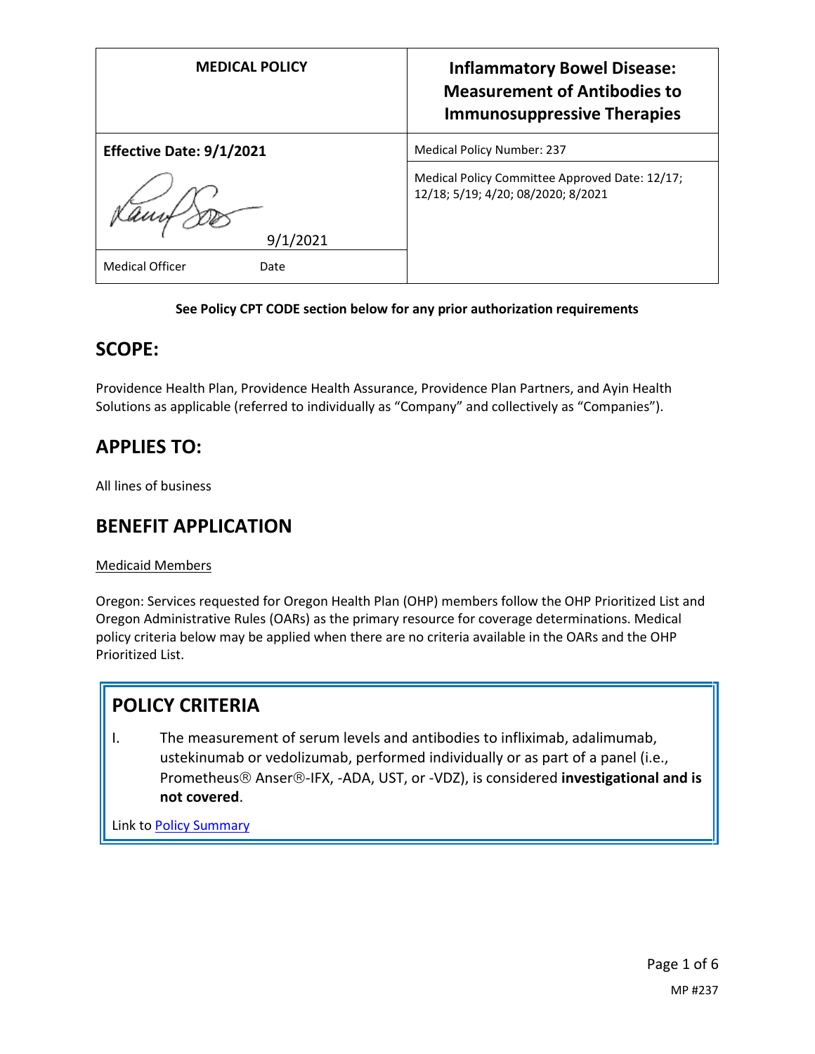| MEDICAL POLICY | Inflammatory Bowel Disease: Measurement of Antibodies to Immunosuppressive Therapies |
|---|---|
| **Effective Date: 9/1/2021** | Medical Policy Number: 237 |
| 9/1/2021 | Medical Policy Committee Approved Date: 12/17; 12/18; 5/19; 4/20; 08/2020; 8/2021 |
| Medical Officer Date | |

**See Policy CPT CODE section below for any prior authorization requirements**

## SCOPE:

Providence Health Plan, Providence Health Assurance, Providence Plan Partners, and Ayin Health Solutions as applicable (referred to individually as "Company" and collectively as "Companies").

## APPLIES TO:

All lines of business

## BENEFIT APPLICATION

Medicaid Members

Oregon: Services requested for Oregon Health Plan (OHP) members follow the OHP Prioritized List and Oregon Administrative Rules (OARs) as the primary resource for coverage determinations. Medical policy criteria below may be applied when there are no criteria available in the OARs and the OHP Prioritized List.

## POLICY CRITERIA

I. The measurement of serum levels and antibodies to infliximab, adalimumab, ustekinumab or vedolizumab, performed individually or as part of a panel (i.e., Prometheus® Anser®-IFX, -ADA, UST, or -VDZ), is considered **investigational and is not covered**.

Link to Policy Summary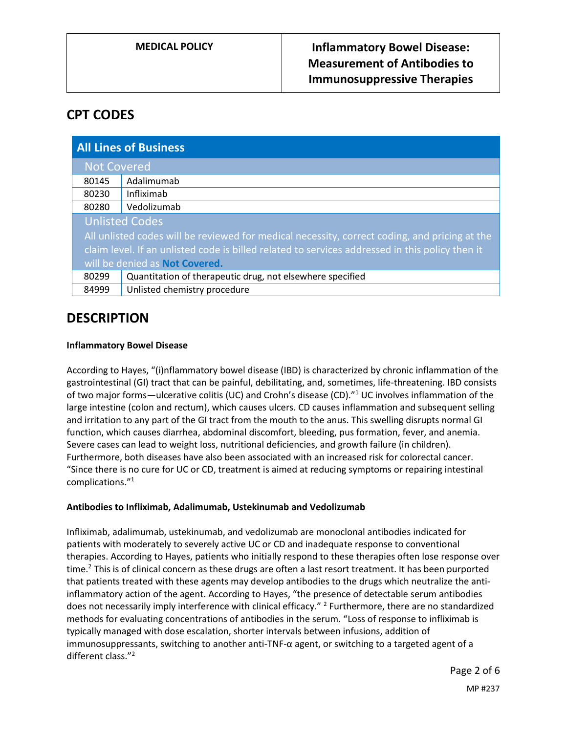## CPT CODES

| All Lines of Business | |
|---|---|
| **Not Covered** | |
| 80145 | Adalimumab |
| 80230 | Infliximab |
| 80280 | Vedolizumab |
| **Unlisted Codes**<br>All unlisted codes will be reviewed for medical necessity, correct coding, and pricing at the claim level. If an unlisted code is billed related to services addressed in this policy then it will be denied as **Not Covered.** | |
| 80299 | Quantitation of therapeutic drug, not elsewhere specified |
| 84999 | Unlisted chemistry procedure |

## DESCRIPTION

**Inflammatory Bowel Disease**

According to Hayes, "(i)nflammatory bowel disease (IBD) is characterized by chronic inflammation of the gastrointestinal (GI) tract that can be painful, debilitating, and, sometimes, life-threatening. IBD consists of two major forms—ulcerative colitis (UC) and Crohn's disease (CD)."[1] UC involves inflammation of the large intestine (colon and rectum), which causes ulcers. CD causes inflammation and subsequent selling and irritation to any part of the GI tract from the mouth to the anus. This swelling disrupts normal GI function, which causes diarrhea, abdominal discomfort, bleeding, pus formation, fever, and anemia. Severe cases can lead to weight loss, nutritional deficiencies, and growth failure (in children). Furthermore, both diseases have also been associated with an increased risk for colorectal cancer. "Since there is no cure for UC or CD, treatment is aimed at reducing symptoms or repairing intestinal complications."[1]

**Antibodies to Infliximab, Adalimumab, Ustekinumab and Vedolizumab**

Infliximab, adalimumab, ustekinumab, and vedolizumab are monoclonal antibodies indicated for patients with moderately to severely active UC or CD and inadequate response to conventional therapies. According to Hayes, patients who initially respond to these therapies often lose response over time.[2] This is of clinical concern as these drugs are often a last resort treatment. It has been purported that patients treated with these agents may develop antibodies to the drugs which neutralize the anti-inflammatory action of the agent. According to Hayes, "the presence of detectable serum antibodies does not necessarily imply interference with clinical efficacy." [2] Furthermore, there are no standardized methods for evaluating concentrations of antibodies in the serum. "Loss of response to infliximab is typically managed with dose escalation, shorter intervals between infusions, addition of immunosuppressants, switching to another anti-TNF-α agent, or switching to a targeted agent of a different class."[2]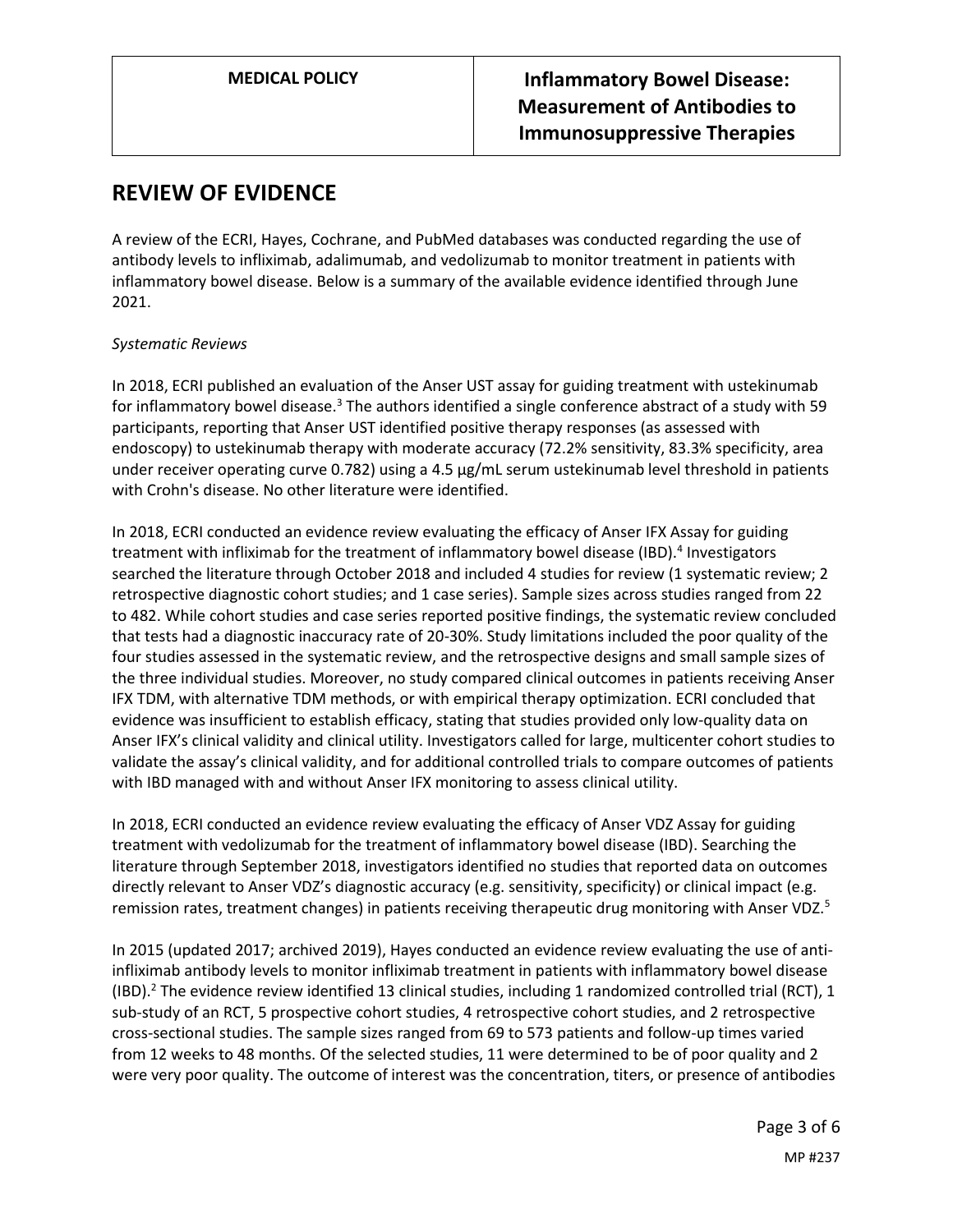## REVIEW OF EVIDENCE

A review of the ECRI, Hayes, Cochrane, and PubMed databases was conducted regarding the use of antibody levels to infliximab, adalimumab, and vedolizumab to monitor treatment in patients with inflammatory bowel disease. Below is a summary of the available evidence identified through June 2021.

*Systematic Reviews*

In 2018, ECRI published an evaluation of the Anser UST assay for guiding treatment with ustekinumab for inflammatory bowel disease.[3] The authors identified a single conference abstract of a study with 59 participants, reporting that Anser UST identified positive therapy responses (as assessed with endoscopy) to ustekinumab therapy with moderate accuracy (72.2% sensitivity, 83.3% specificity, area under receiver operating curve 0.782) using a 4.5 µg/mL serum ustekinumab level threshold in patients with Crohn's disease. No other literature were identified.

In 2018, ECRI conducted an evidence review evaluating the efficacy of Anser IFX Assay for guiding treatment with infliximab for the treatment of inflammatory bowel disease (IBD).[4] Investigators searched the literature through October 2018 and included 4 studies for review (1 systematic review; 2 retrospective diagnostic cohort studies; and 1 case series). Sample sizes across studies ranged from 22 to 482. While cohort studies and case series reported positive findings, the systematic review concluded that tests had a diagnostic inaccuracy rate of 20-30%. Study limitations included the poor quality of the four studies assessed in the systematic review, and the retrospective designs and small sample sizes of the three individual studies. Moreover, no study compared clinical outcomes in patients receiving Anser IFX TDM, with alternative TDM methods, or with empirical therapy optimization. ECRI concluded that evidence was insufficient to establish efficacy, stating that studies provided only low-quality data on Anser IFX's clinical validity and clinical utility. Investigators called for large, multicenter cohort studies to validate the assay's clinical validity, and for additional controlled trials to compare outcomes of patients with IBD managed with and without Anser IFX monitoring to assess clinical utility.

In 2018, ECRI conducted an evidence review evaluating the efficacy of Anser VDZ Assay for guiding treatment with vedolizumab for the treatment of inflammatory bowel disease (IBD). Searching the literature through September 2018, investigators identified no studies that reported data on outcomes directly relevant to Anser VDZ's diagnostic accuracy (e.g. sensitivity, specificity) or clinical impact (e.g. remission rates, treatment changes) in patients receiving therapeutic drug monitoring with Anser VDZ.[5]

In 2015 (updated 2017; archived 2019), Hayes conducted an evidence review evaluating the use of anti-infliximab antibody levels to monitor infliximab treatment in patients with inflammatory bowel disease (IBD).[2] The evidence review identified 13 clinical studies, including 1 randomized controlled trial (RCT), 1 sub-study of an RCT, 5 prospective cohort studies, 4 retrospective cohort studies, and 2 retrospective cross-sectional studies. The sample sizes ranged from 69 to 573 patients and follow-up times varied from 12 weeks to 48 months. Of the selected studies, 11 were determined to be of poor quality and 2 were very poor quality. The outcome of interest was the concentration, titers, or presence of antibodies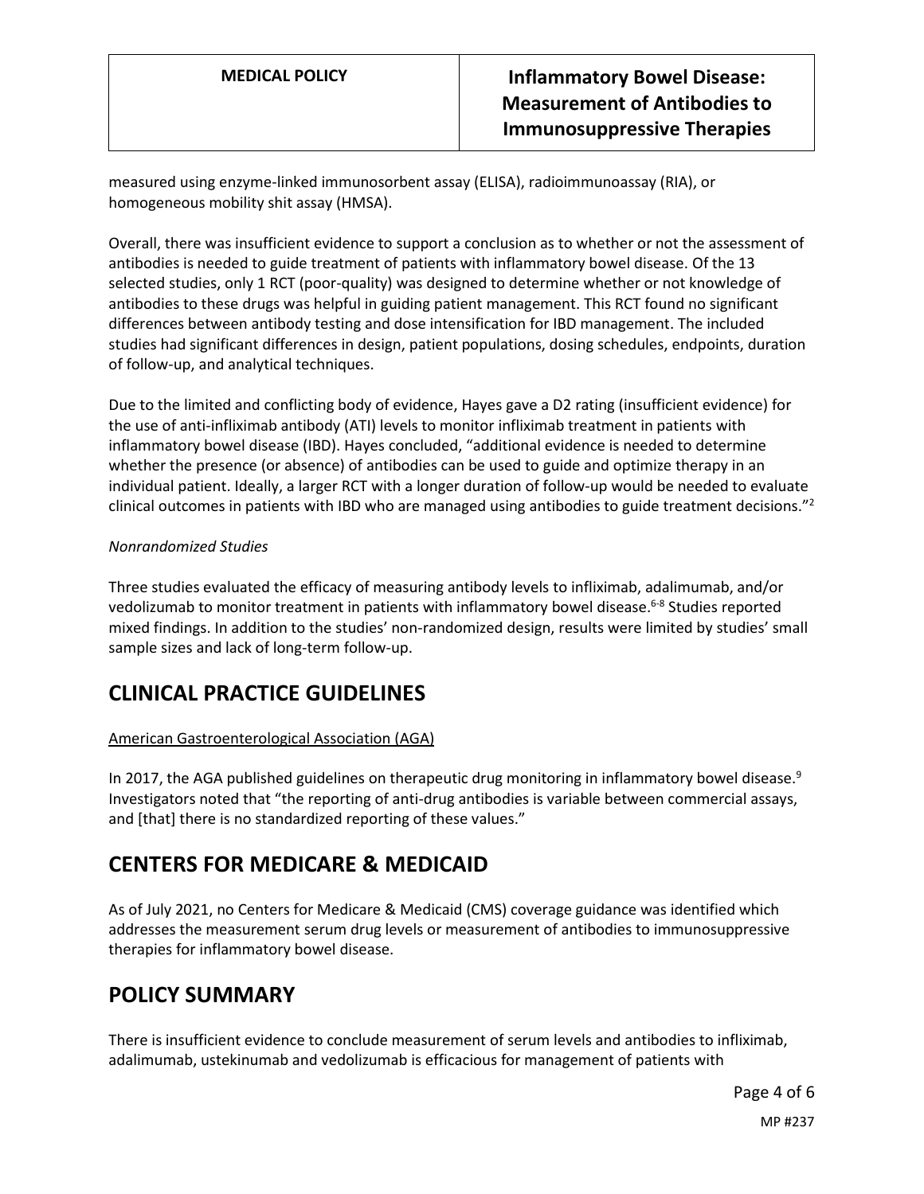measured using enzyme-linked immunosorbent assay (ELISA), radioimmunoassay (RIA), or homogeneous mobility shit assay (HMSA).

Overall, there was insufficient evidence to support a conclusion as to whether or not the assessment of antibodies is needed to guide treatment of patients with inflammatory bowel disease. Of the 13 selected studies, only 1 RCT (poor-quality) was designed to determine whether or not knowledge of antibodies to these drugs was helpful in guiding patient management. This RCT found no significant differences between antibody testing and dose intensification for IBD management. The included studies had significant differences in design, patient populations, dosing schedules, endpoints, duration of follow-up, and analytical techniques.

Due to the limited and conflicting body of evidence, Hayes gave a D2 rating (insufficient evidence) for the use of anti-infliximab antibody (ATI) levels to monitor infliximab treatment in patients with inflammatory bowel disease (IBD). Hayes concluded, "additional evidence is needed to determine whether the presence (or absence) of antibodies can be used to guide and optimize therapy in an individual patient. Ideally, a larger RCT with a longer duration of follow-up would be needed to evaluate clinical outcomes in patients with IBD who are managed using antibodies to guide treatment decisions."[2]

*Nonrandomized Studies*

Three studies evaluated the efficacy of measuring antibody levels to infliximab, adalimumab, and/or vedolizumab to monitor treatment in patients with inflammatory bowel disease.[6-8] Studies reported mixed findings. In addition to the studies' non-randomized design, results were limited by studies' small sample sizes and lack of long-term follow-up.

## CLINICAL PRACTICE GUIDELINES

American Gastroenterological Association (AGA)

In 2017, the AGA published guidelines on therapeutic drug monitoring in inflammatory bowel disease.[9] Investigators noted that "the reporting of anti-drug antibodies is variable between commercial assays, and [that] there is no standardized reporting of these values."

## CENTERS FOR MEDICARE & MEDICAID

As of July 2021, no Centers for Medicare & Medicaid (CMS) coverage guidance was identified which addresses the measurement serum drug levels or measurement of antibodies to immunosuppressive therapies for inflammatory bowel disease.

## POLICY SUMMARY

There is insufficient evidence to conclude measurement of serum levels and antibodies to infliximab, adalimumab, ustekinumab and vedolizumab is efficacious for management of patients with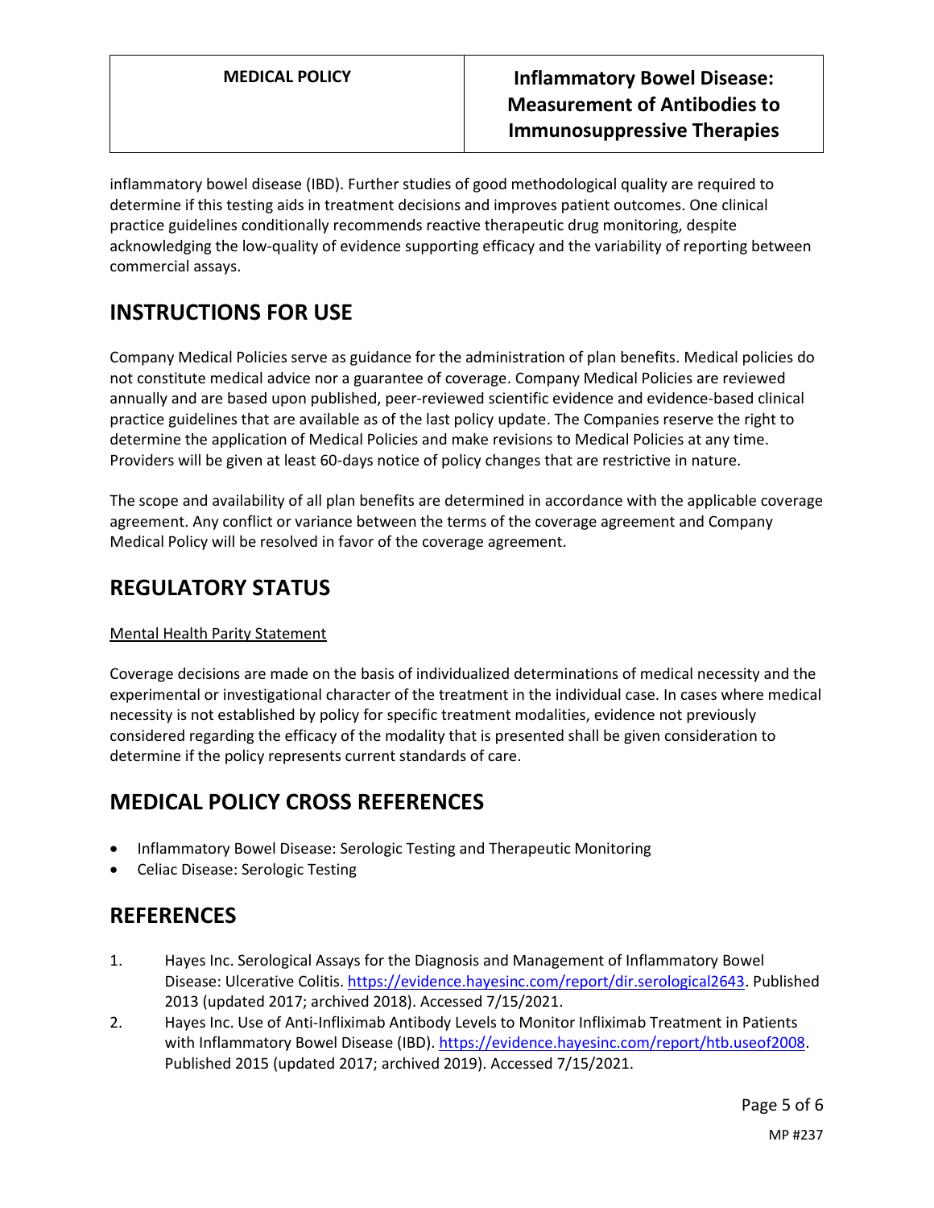inflammatory bowel disease (IBD). Further studies of good methodological quality are required to determine if this testing aids in treatment decisions and improves patient outcomes. One clinical practice guidelines conditionally recommends reactive therapeutic drug monitoring, despite acknowledging the low-quality of evidence supporting efficacy and the variability of reporting between commercial assays.

## INSTRUCTIONS FOR USE

Company Medical Policies serve as guidance for the administration of plan benefits. Medical policies do not constitute medical advice nor a guarantee of coverage. Company Medical Policies are reviewed annually and are based upon published, peer-reviewed scientific evidence and evidence-based clinical practice guidelines that are available as of the last policy update. The Companies reserve the right to determine the application of Medical Policies and make revisions to Medical Policies at any time. Providers will be given at least 60-days notice of policy changes that are restrictive in nature.

The scope and availability of all plan benefits are determined in accordance with the applicable coverage agreement. Any conflict or variance between the terms of the coverage agreement and Company Medical Policy will be resolved in favor of the coverage agreement.

## REGULATORY STATUS

Mental Health Parity Statement

Coverage decisions are made on the basis of individualized determinations of medical necessity and the experimental or investigational character of the treatment in the individual case. In cases where medical necessity is not established by policy for specific treatment modalities, evidence not previously considered regarding the efficacy of the modality that is presented shall be given consideration to determine if the policy represents current standards of care.

## MEDICAL POLICY CROSS REFERENCES

- Inflammatory Bowel Disease: Serologic Testing and Therapeutic Monitoring
- Celiac Disease: Serologic Testing

## REFERENCES

1. Hayes Inc. Serological Assays for the Diagnosis and Management of Inflammatory Bowel Disease: Ulcerative Colitis. https://evidence.hayesinc.com/report/dir.serological2643. Published 2013 (updated 2017; archived 2018). Accessed 7/15/2021.
2. Hayes Inc. Use of Anti-Infliximab Antibody Levels to Monitor Infliximab Treatment in Patients with Inflammatory Bowel Disease (IBD). https://evidence.hayesinc.com/report/htb.useof2008. Published 2015 (updated 2017; archived 2019). Accessed 7/15/2021.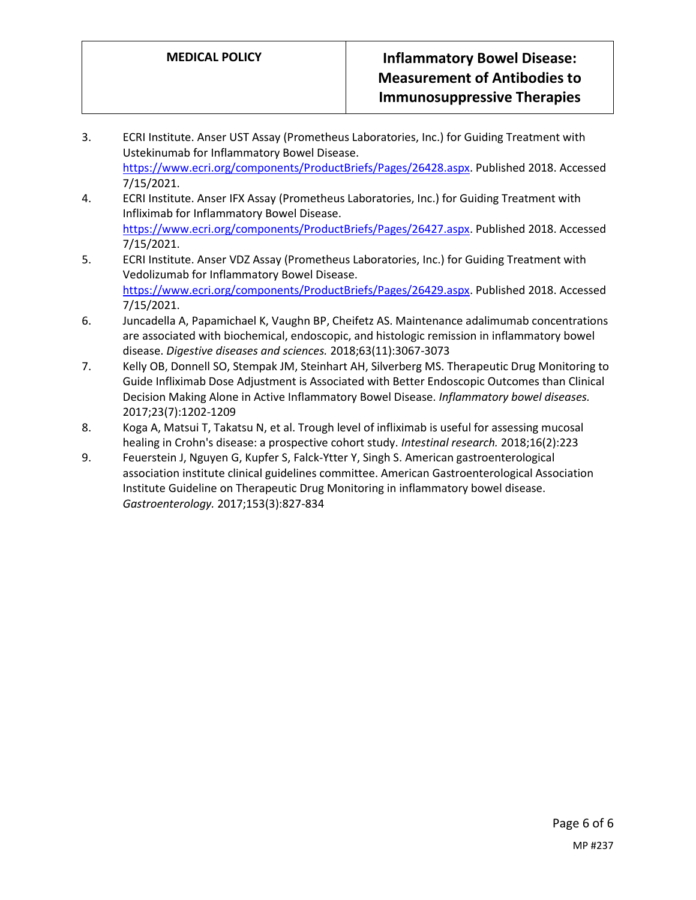3. ECRI Institute. Anser UST Assay (Prometheus Laboratories, Inc.) for Guiding Treatment with Ustekinumab for Inflammatory Bowel Disease. https://www.ecri.org/components/ProductBriefs/Pages/26428.aspx. Published 2018. Accessed 7/15/2021.
4. ECRI Institute. Anser IFX Assay (Prometheus Laboratories, Inc.) for Guiding Treatment with Infliximab for Inflammatory Bowel Disease. https://www.ecri.org/components/ProductBriefs/Pages/26427.aspx. Published 2018. Accessed 7/15/2021.
5. ECRI Institute. Anser VDZ Assay (Prometheus Laboratories, Inc.) for Guiding Treatment with Vedolizumab for Inflammatory Bowel Disease. https://www.ecri.org/components/ProductBriefs/Pages/26429.aspx. Published 2018. Accessed 7/15/2021.
6. Juncadella A, Papamichael K, Vaughn BP, Cheifetz AS. Maintenance adalimumab concentrations are associated with biochemical, endoscopic, and histologic remission in inflammatory bowel disease. *Digestive diseases and sciences.* 2018;63(11):3067-3073
7. Kelly OB, Donnell SO, Stempak JM, Steinhart AH, Silverberg MS. Therapeutic Drug Monitoring to Guide Infliximab Dose Adjustment is Associated with Better Endoscopic Outcomes than Clinical Decision Making Alone in Active Inflammatory Bowel Disease. *Inflammatory bowel diseases.* 2017;23(7):1202-1209
8. Koga A, Matsui T, Takatsu N, et al. Trough level of infliximab is useful for assessing mucosal healing in Crohn's disease: a prospective cohort study. *Intestinal research.* 2018;16(2):223
9. Feuerstein J, Nguyen G, Kupfer S, Falck-Ytter Y, Singh S. American gastroenterological association institute clinical guidelines committee. American Gastroenterological Association Institute Guideline on Therapeutic Drug Monitoring in inflammatory bowel disease. *Gastroenterology.* 2017;153(3):827-834